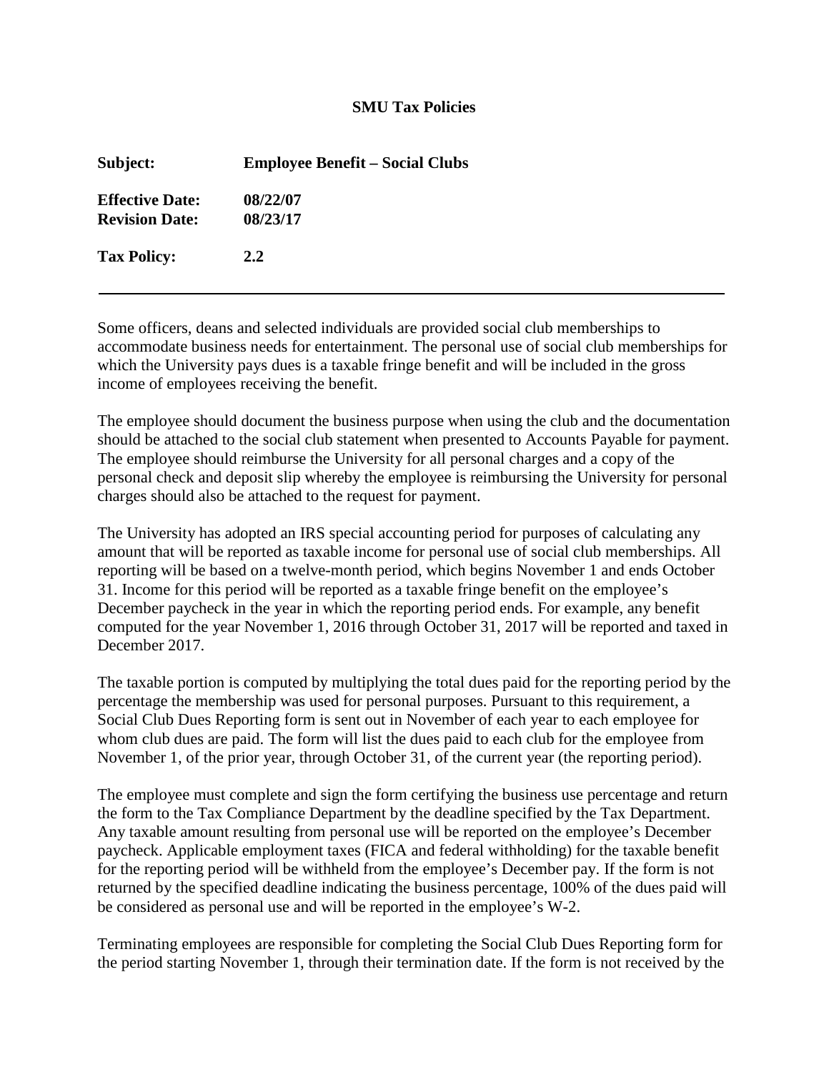**SMU Tax Policies**

| | |
|---|---|
| **Subject:** | **Employee Benefit – Social Clubs** |
| **Effective Date:** | **08/22/07** |
| **Revision Date:** | **08/23/17** |
| **Tax Policy:** | **2.2** |

---

Some officers, deans and selected individuals are provided social club memberships to accommodate business needs for entertainment. The personal use of social club memberships for which the University pays dues is a taxable fringe benefit and will be included in the gross income of employees receiving the benefit.

The employee should document the business purpose when using the club and the documentation should be attached to the social club statement when presented to Accounts Payable for payment. The employee should reimburse the University for all personal charges and a copy of the personal check and deposit slip whereby the employee is reimbursing the University for personal charges should also be attached to the request for payment.

The University has adopted an IRS special accounting period for purposes of calculating any amount that will be reported as taxable income for personal use of social club memberships. All reporting will be based on a twelve-month period, which begins November 1 and ends October 31. Income for this period will be reported as a taxable fringe benefit on the employee's December paycheck in the year in which the reporting period ends. For example, any benefit computed for the year November 1, 2016 through October 31, 2017 will be reported and taxed in December 2017.

The taxable portion is computed by multiplying the total dues paid for the reporting period by the percentage the membership was used for personal purposes. Pursuant to this requirement, a Social Club Dues Reporting form is sent out in November of each year to each employee for whom club dues are paid. The form will list the dues paid to each club for the employee from November 1, of the prior year, through October 31, of the current year (the reporting period).

The employee must complete and sign the form certifying the business use percentage and return the form to the Tax Compliance Department by the deadline specified by the Tax Department. Any taxable amount resulting from personal use will be reported on the employee's December paycheck. Applicable employment taxes (FICA and federal withholding) for the taxable benefit for the reporting period will be withheld from the employee's December pay. If the form is not returned by the specified deadline indicating the business percentage, 100% of the dues paid will be considered as personal use and will be reported in the employee's W-2.

Terminating employees are responsible for completing the Social Club Dues Reporting form for the period starting November 1, through their termination date. If the form is not received by the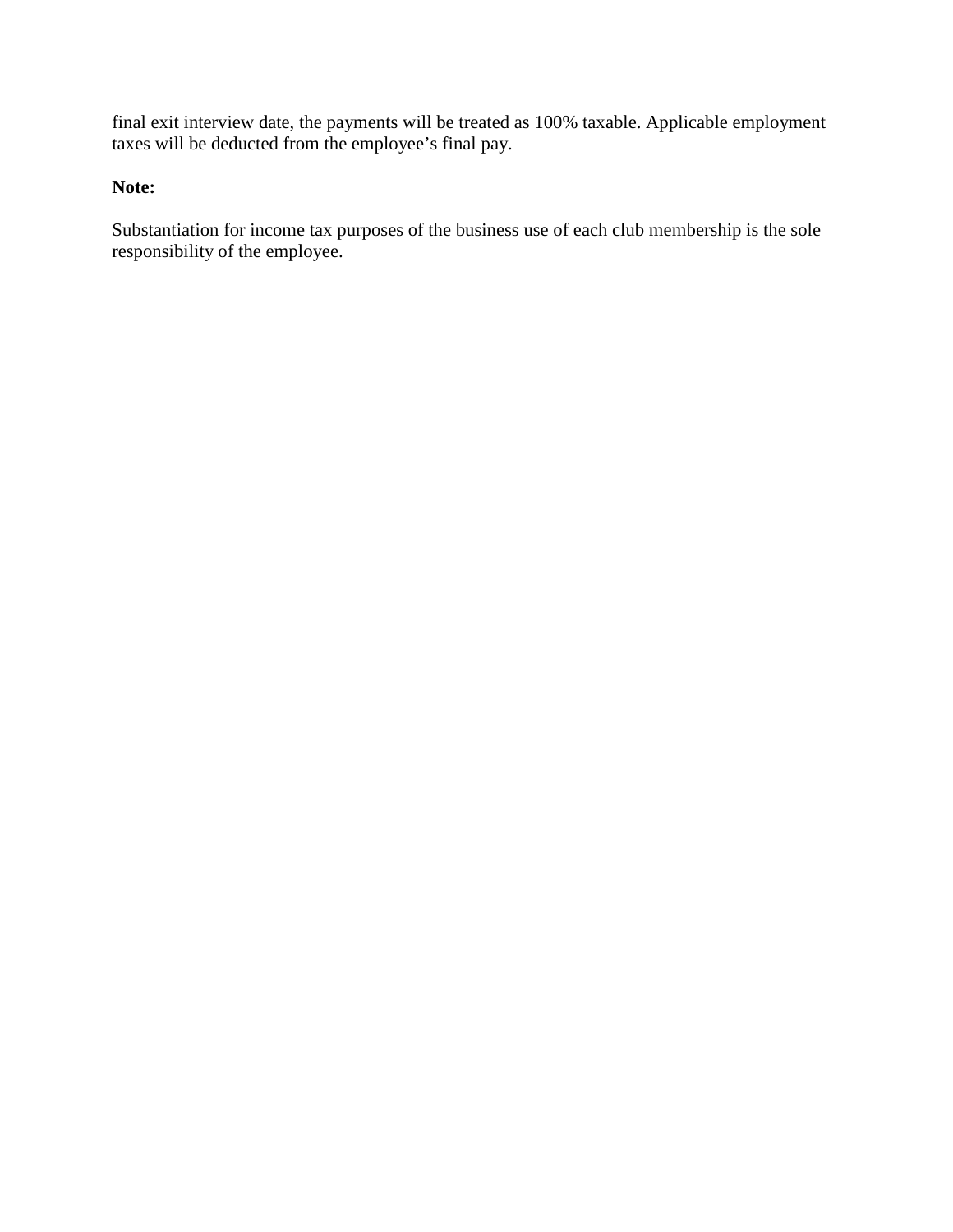final exit interview date, the payments will be treated as 100% taxable. Applicable employment taxes will be deducted from the employee's final pay.

**Note:**

Substantiation for income tax purposes of the business use of each club membership is the sole responsibility of the employee.